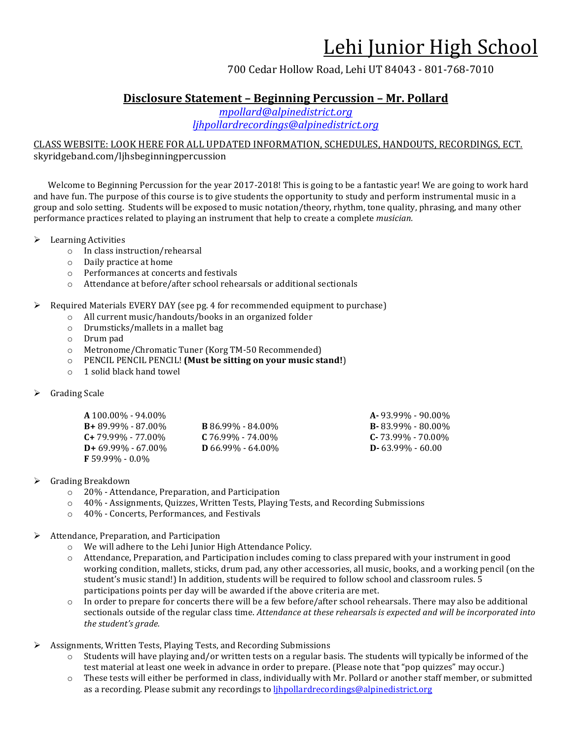# Lehi Junior High School

700 Cedar Hollow Road, Lehi UT 84043 - 801-768-7010

## Disclosure Statement – Beginning Percussion – Mr. Pollard

*mpollard@alpinedistrict.org*
*ljhpollardrecordings@alpinedistrict.org*

CLASS WEBSITE: LOOK HERE FOR ALL UPDATED INFORMATION, SCHEDULES, HANDOUTS, RECORDINGS, ECT.
skyridgeband.com/ljhsbeginningpercussion

Welcome to Beginning Percussion for the year 2017-2018! This is going to be a fantastic year! We are going to work hard and have fun. The purpose of this course is to give students the opportunity to study and perform instrumental music in a group and solo setting. Students will be exposed to music notation/theory, rhythm, tone quality, phrasing, and many other performance practices related to playing an instrument that help to create a complete *musician.*

- Learning Activities
  - In class instruction/rehearsal
  - Daily practice at home
  - Performances at concerts and festivals
  - Attendance at before/after school rehearsals or additional sectionals

- Required Materials EVERY DAY (see pg. 4 for recommended equipment to purchase)
  - All current music/handouts/books in an organized folder
  - Drumsticks/mallets in a mallet bag
  - Drum pad
  - Metronome/Chromatic Tuner (Korg TM-50 Recommended)
  - PENCIL PENCIL PENCIL! **(Must be sitting on your music stand!**)
  - 1 solid black hand towel

- Grading Scale

| | | |
|---|---|---|
| **A** 100.00% - 94.00% | | **A-** 93.99% - 90.00% |
| **B+** 89.99% - 87.00% | **B** 86.99% - 84.00% | **B-** 83.99% - 80.00% |
| **C+** 79.99% - 77.00% | **C** 76.99% - 74.00% | **C-** 73.99% - 70.00% |
| **D+** 69.99% - 67.00% | **D** 66.99% - 64.00% | **D-** 63.99% - 60.00 |
| **F** 59.99% - 0.0% | | |

- Grading Breakdown
  - 20% - Attendance, Preparation, and Participation
  - 40% - Assignments, Quizzes, Written Tests, Playing Tests, and Recording Submissions
  - 40% - Concerts, Performances, and Festivals

- Attendance, Preparation, and Participation
  - We will adhere to the Lehi Junior High Attendance Policy.
  - Attendance, Preparation, and Participation includes coming to class prepared with your instrument in good working condition, mallets, sticks, drum pad, any other accessories, all music, books, and a working pencil (on the student's music stand!) In addition, students will be required to follow school and classroom rules. 5 participations points per day will be awarded if the above criteria are met.
  - In order to prepare for concerts there will be a few before/after school rehearsals. There may also be additional sectionals outside of the regular class time. *Attendance at these rehearsals is expected and will be incorporated into the student's grade.*

- Assignments, Written Tests, Playing Tests, and Recording Submissions
  - Students will have playing and/or written tests on a regular basis. The students will typically be informed of the test material at least one week in advance in order to prepare. (Please note that "pop quizzes" may occur.)
  - These tests will either be performed in class, individually with Mr. Pollard or another staff member, or submitted as a recording. Please submit any recordings to ljhpollardrecordings@alpinedistrict.org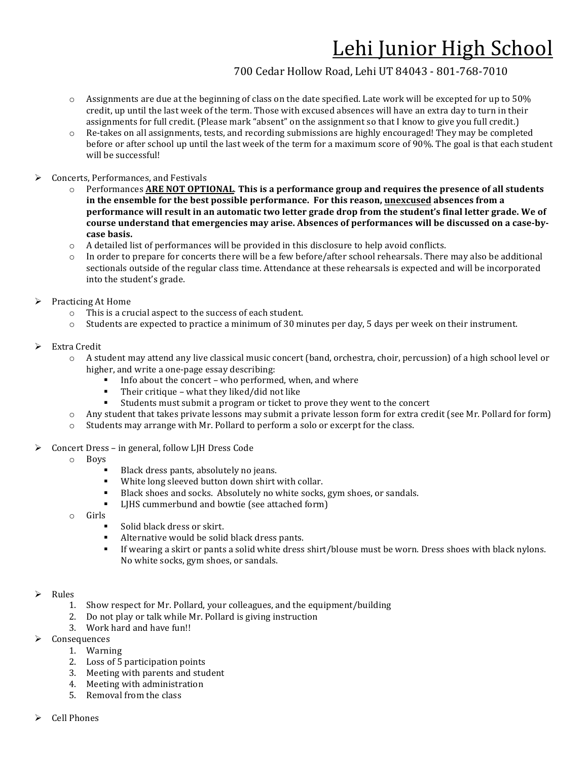# Lehi Junior High School

700 Cedar Hollow Road, Lehi UT 84043 - 801-768-7010

- Assignments are due at the beginning of class on the date specified. Late work will be excepted for up to 50% credit, up until the last week of the term. Those with excused absences will have an extra day to turn in their assignments for full credit. (Please mark "absent" on the assignment so that I know to give you full credit.)
- Re-takes on all assignments, tests, and recording submissions are highly encouraged! They may be completed before or after school up until the last week of the term for a maximum score of 90%. The goal is that each student will be successful!

- Concerts, Performances, and Festivals
  - Performances **<u>ARE NOT OPTIONAL</u>**. **This is a performance group and requires the presence of all students in the ensemble for the best possible performance. For this reason, <u>unexcused</u> absences from a performance will result in an automatic two letter grade drop from the student's final letter grade. We of course understand that emergencies may arise. Absences of performances will be discussed on a case-by-case basis.**
  - A detailed list of performances will be provided in this disclosure to help avoid conflicts.
  - In order to prepare for concerts there will be a few before/after school rehearsals. There may also be additional sectionals outside of the regular class time. Attendance at these rehearsals is expected and will be incorporated into the student's grade.

- Practicing At Home
  - This is a crucial aspect to the success of each student.
  - Students are expected to practice a minimum of 30 minutes per day, 5 days per week on their instrument.

- Extra Credit
  - A student may attend any live classical music concert (band, orchestra, choir, percussion) of a high school level or higher, and write a one-page essay describing:
    - Info about the concert – who performed, when, and where
    - Their critique – what they liked/did not like
    - Students must submit a program or ticket to prove they went to the concert
  - Any student that takes private lessons may submit a private lesson form for extra credit (see Mr. Pollard for form)
  - Students may arrange with Mr. Pollard to perform a solo or excerpt for the class.

- Concert Dress – in general, follow LJH Dress Code
  - Boys
    - Black dress pants, absolutely no jeans.
    - White long sleeved button down shirt with collar.
    - Black shoes and socks. Absolutely no white socks, gym shoes, or sandals.
    - LJHS cummerbund and bowtie (see attached form)
  - Girls
    - Solid black dress or skirt.
    - Alternative would be solid black dress pants.
    - If wearing a skirt or pants a solid white dress shirt/blouse must be worn. Dress shoes with black nylons. No white socks, gym shoes, or sandals.

- Rules
  1. Show respect for Mr. Pollard, your colleagues, and the equipment/building
  2. Do not play or talk while Mr. Pollard is giving instruction
  3. Work hard and have fun!!
- Consequences
  1. Warning
  2. Loss of 5 participation points
  3. Meeting with parents and student
  4. Meeting with administration
  5. Removal from the class

- Cell Phones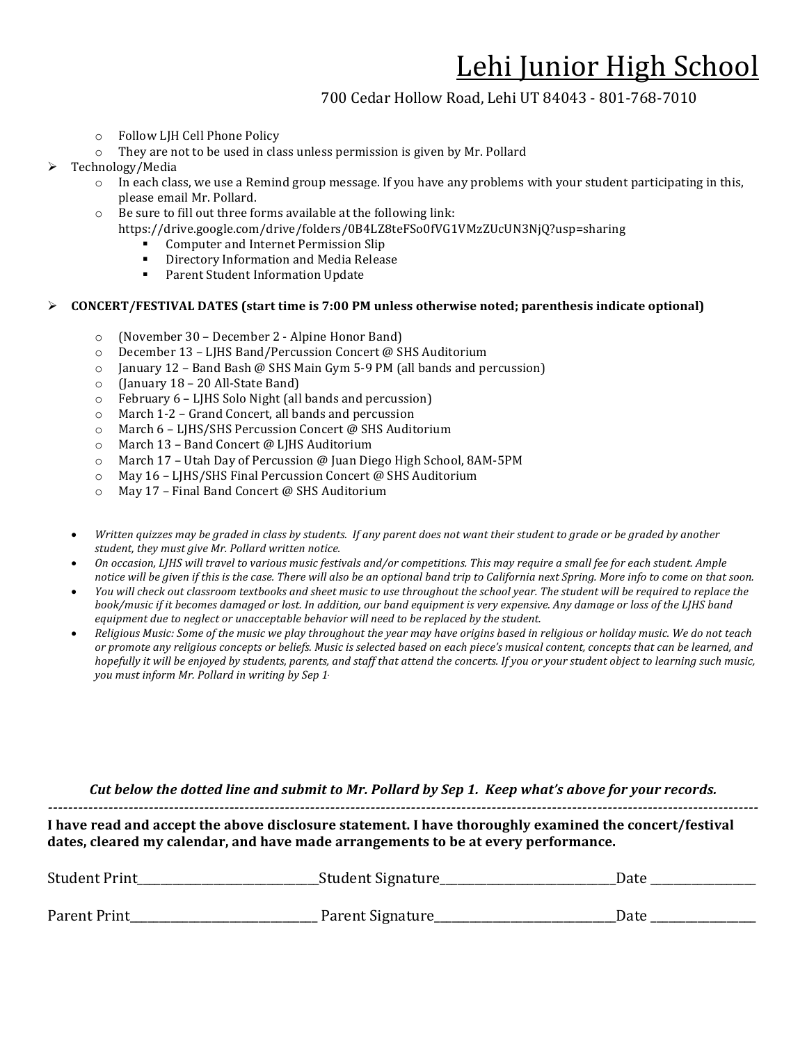// Lehi Junior High School

700 Cedar Hollow Road, Lehi UT 84043 - 801-768-7010

  - Follow LJH Cell Phone Policy
  - They are not to be used in class unless permission is given by Mr. Pollard
- Technology/Media
  - In each class, we use a Remind group message. If you have any problems with your student participating in this, please email Mr. Pollard.
  - Be sure to fill out three forms available at the following link: https://drive.google.com/drive/folders/0B4LZ8teFSo0fVG1VMzZUcUN3NjQ?usp=sharing
    - Computer and Internet Permission Slip
    - Directory Information and Media Release
    - Parent Student Information Update

- **CONCERT/FESTIVAL DATES (start time is 7:00 PM unless otherwise noted; parenthesis indicate optional)**
  - (November 30 – December 2 - Alpine Honor Band)
  - December 13 – LJHS Band/Percussion Concert @ SHS Auditorium
  - January 12 – Band Bash @ SHS Main Gym 5-9 PM (all bands and percussion)
  - (January 18 – 20 All-State Band)
  - February 6 – LJHS Solo Night (all bands and percussion)
  - March 1-2 – Grand Concert, all bands and percussion
  - March 6 – LJHS/SHS Percussion Concert @ SHS Auditorium
  - March 13 – Band Concert @ LJHS Auditorium
  - March 17 – Utah Day of Percussion @ Juan Diego High School, 8AM-5PM
  - May 16 – LJHS/SHS Final Percussion Concert @ SHS Auditorium
  - May 17 – Final Band Concert @ SHS Auditorium

- *Written quizzes may be graded in class by students. If any parent does not want their student to grade or be graded by another student, they must give Mr. Pollard written notice.*
- *On occasion, LJHS will travel to various music festivals and/or competitions. This may require a small fee for each student. Ample notice will be given if this is the case. There will also be an optional band trip to California next Spring. More info to come on that soon.*
- *You will check out classroom textbooks and sheet music to use throughout the school year. The student will be required to replace the book/music if it becomes damaged or lost. In addition, our band equipment is very expensive. Any damage or loss of the LJHS band equipment due to neglect or unacceptable behavior will need to be replaced by the student.*
- *Religious Music: Some of the music we play throughout the year may have origins based in religious or holiday music. We do not teach or promote any religious concepts or beliefs. Music is selected based on each piece's musical content, concepts that can be learned, and hopefully it will be enjoyed by students, parents, and staff that attend the concerts. If you or your student object to learning such music, you must inform Mr. Pollard in writing by Sep 1.*

***Cut below the dotted line and submit to Mr. Pollard by Sep 1. Keep what's above for your records.***

---

**I have read and accept the above disclosure statement. I have thoroughly examined the concert/festival dates, cleared my calendar, and have made arrangements to be at every performance.**

Student Print______________________________Student Signature_____________________________Date _________________

Parent Print______________________________ Parent Signature_____________________________Date _________________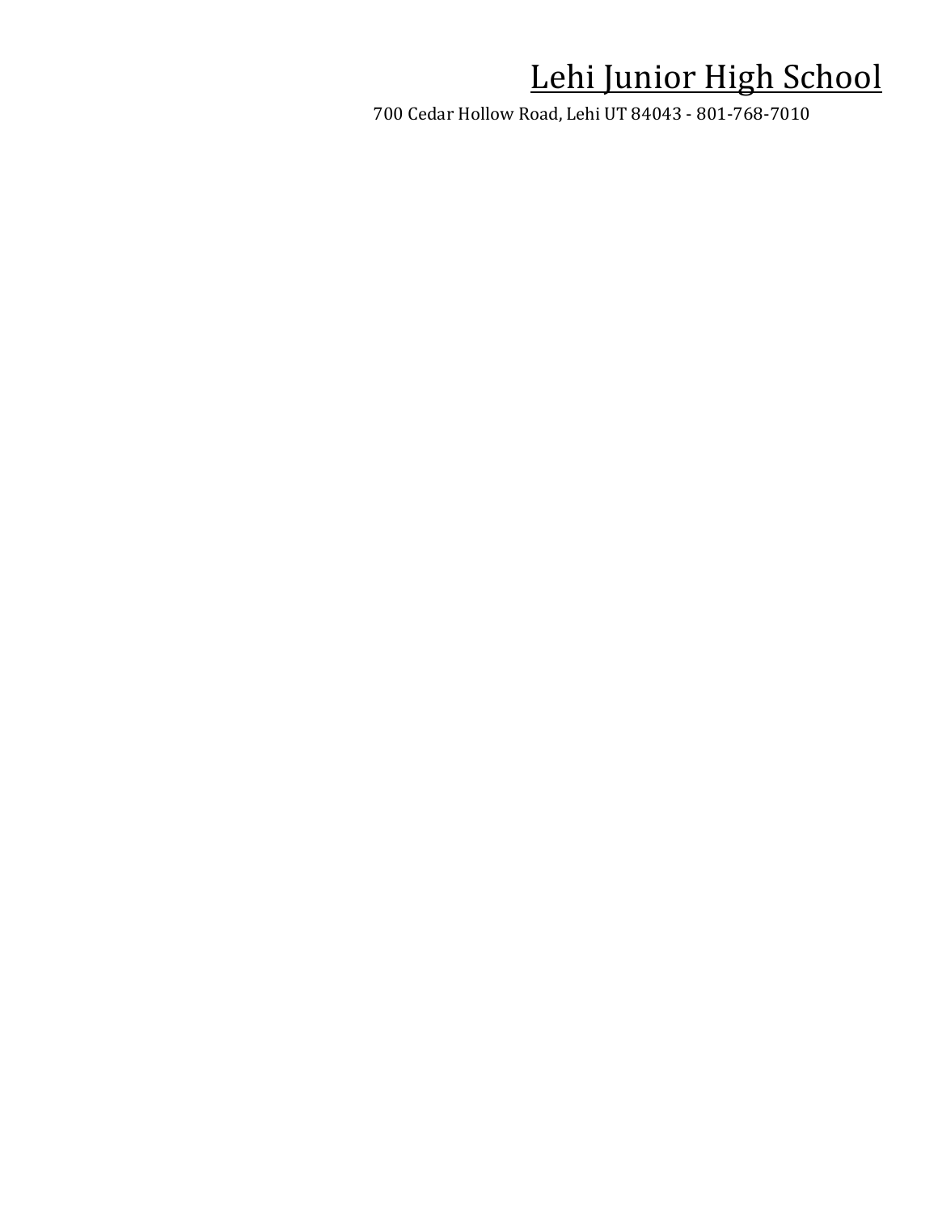# Lehi Junior High School

700 Cedar Hollow Road, Lehi UT 84043 - 801-768-7010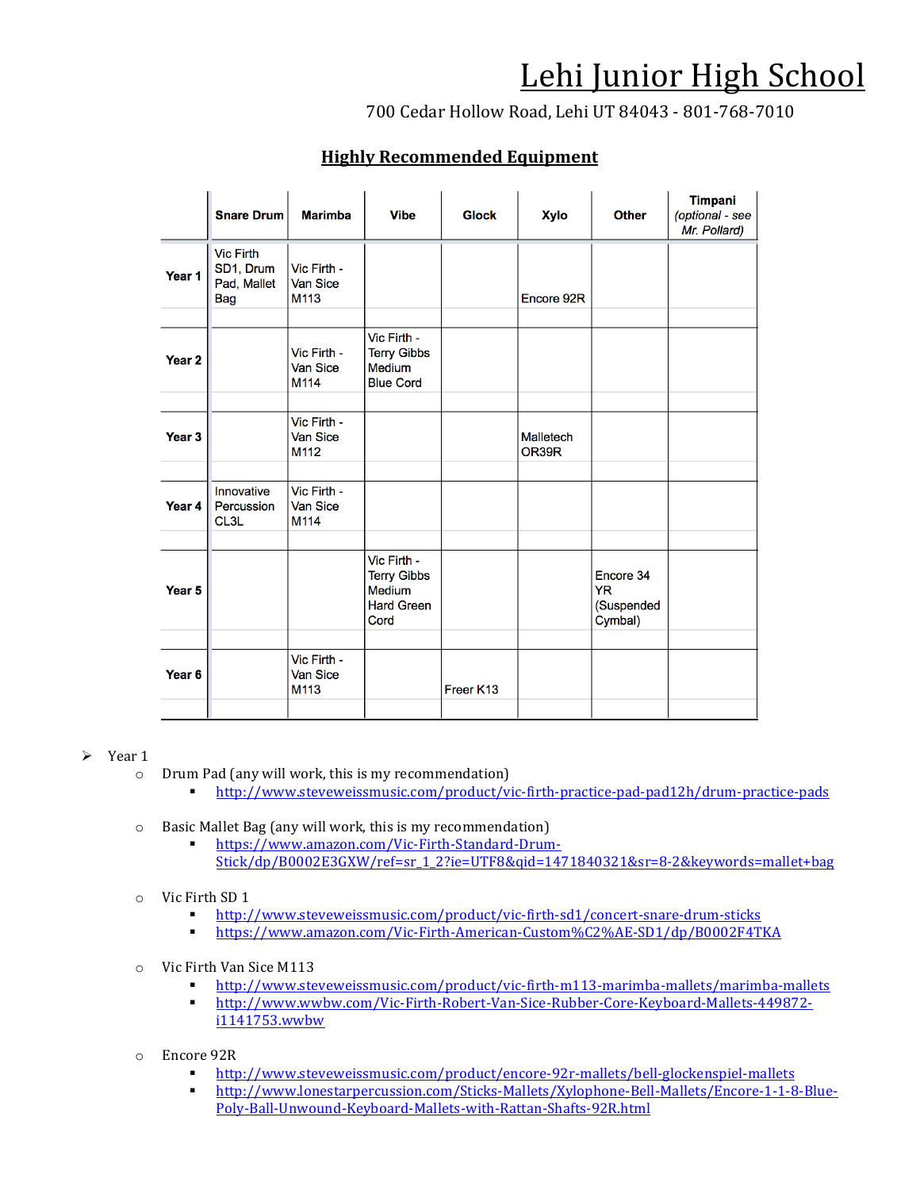# Lehi Junior High School

700 Cedar Hollow Road, Lehi UT 84043 - 801-768-7010

## Highly Recommended Equipment

| | Snare Drum | Marimba | Vibe | Glock | Xylo | Other | Timpani *(optional - see Mr. Pollard)* |
|---|---|---|---|---|---|---|---|
| **Year 1** | Vic Firth SD1, Drum Pad, Mallet Bag | Vic Firth - Van Sice M113 | | | Encore 92R | | |
| **Year 2** | | Vic Firth - Van Sice M114 | Vic Firth - Terry Gibbs Medium Blue Cord | | | | |
| **Year 3** | | Vic Firth - Van Sice M112 | | | Malletech OR39R | | |
| **Year 4** | Innovative Percussion CL3L | Vic Firth - Van Sice M114 | | | | | |
| **Year 5** | | | Vic Firth - Terry Gibbs Medium Hard Green Cord | | | Encore 34 YR (Suspended Cymbal) | |
| **Year 6** | | Vic Firth - Van Sice M113 | | Freer K13 | | | |

- Year 1
  - Drum Pad (any will work, this is my recommendation)
    - http://www.steveweissmusic.com/product/vic-firth-practice-pad-pad12h/drum-practice-pads
  - Basic Mallet Bag (any will work, this is my recommendation)
    - https://www.amazon.com/Vic-Firth-Standard-Drum-Stick/dp/B0002E3GXW/ref=sr_1_2?ie=UTF8&qid=1471840321&sr=8-2&keywords=mallet+bag
  - Vic Firth SD 1
    - http://www.steveweissmusic.com/product/vic-firth-sd1/concert-snare-drum-sticks
    - https://www.amazon.com/Vic-Firth-American-Custom%C2%AE-SD1/dp/B0002F4TKA
  - Vic Firth Van Sice M113
    - http://www.steveweissmusic.com/product/vic-firth-m113-marimba-mallets/marimba-mallets
    - http://www.wwbw.com/Vic-Firth-Robert-Van-Sice-Rubber-Core-Keyboard-Mallets-449872-i1141753.wwbw
  - Encore 92R
    - http://www.steveweissmusic.com/product/encore-92r-mallets/bell-glockenspiel-mallets
    - http://www.lonestarpercussion.com/Sticks-Mallets/Xylophone-Bell-Mallets/Encore-1-1-8-Blue-Poly-Ball-Unwound-Keyboard-Mallets-with-Rattan-Shafts-92R.html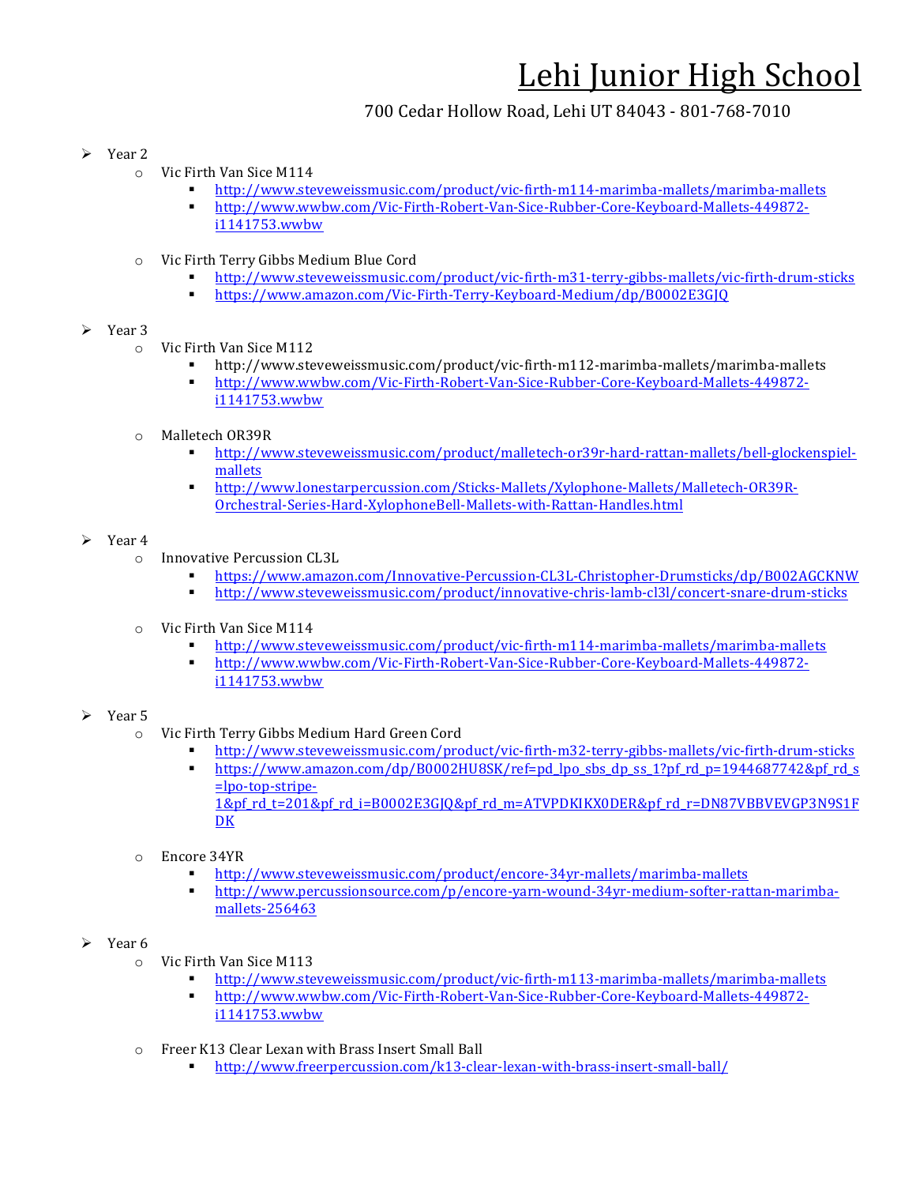# Lehi Junior High School

700 Cedar Hollow Road, Lehi UT 84043 - 801-768-7010

- Year 2
  - Vic Firth Van Sice M114
    - http://www.steveweissmusic.com/product/vic-firth-m114-marimba-mallets/marimba-mallets
    - http://www.wwbw.com/Vic-Firth-Robert-Van-Sice-Rubber-Core-Keyboard-Mallets-449872-i1141753.wwbw
  - Vic Firth Terry Gibbs Medium Blue Cord
    - http://www.steveweissmusic.com/product/vic-firth-m31-terry-gibbs-mallets/vic-firth-drum-sticks
    - https://www.amazon.com/Vic-Firth-Terry-Keyboard-Medium/dp/B0002E3GJQ
- Year 3
  - Vic Firth Van Sice M112
    - http://www.steveweissmusic.com/product/vic-firth-m112-marimba-mallets/marimba-mallets
    - http://www.wwbw.com/Vic-Firth-Robert-Van-Sice-Rubber-Core-Keyboard-Mallets-449872-i1141753.wwbw
  - Malletech OR39R
    - http://www.steveweissmusic.com/product/malletech-or39r-hard-rattan-mallets/bell-glockenspiel-mallets
    - http://www.lonestarpercussion.com/Sticks-Mallets/Xylophone-Mallets/Malletech-OR39R-Orchestral-Series-Hard-XylophoneBell-Mallets-with-Rattan-Handles.html
- Year 4
  - Innovative Percussion CL3L
    - https://www.amazon.com/Innovative-Percussion-CL3L-Christopher-Drumsticks/dp/B002AGCKNW
    - http://www.steveweissmusic.com/product/innovative-chris-lamb-cl3l/concert-snare-drum-sticks
  - Vic Firth Van Sice M114
    - http://www.steveweissmusic.com/product/vic-firth-m114-marimba-mallets/marimba-mallets
    - http://www.wwbw.com/Vic-Firth-Robert-Van-Sice-Rubber-Core-Keyboard-Mallets-449872-i1141753.wwbw
- Year 5
  - Vic Firth Terry Gibbs Medium Hard Green Cord
    - http://www.steveweissmusic.com/product/vic-firth-m32-terry-gibbs-mallets/vic-firth-drum-sticks
    - https://www.amazon.com/dp/B0002HU8SK/ref=pd_lpo_sbs_dp_ss_1?pf_rd_p=1944687742&pf_rd_s=lpo-top-stripe-1&pf_rd_t=201&pf_rd_i=B0002E3GJQ&pf_rd_m=ATVPDKIKX0DER&pf_rd_r=DN87VBBVEVGP3N9S1FDK
  - Encore 34YR
    - http://www.steveweissmusic.com/product/encore-34yr-mallets/marimba-mallets
    - http://www.percussionsource.com/p/encore-yarn-wound-34yr-medium-softer-rattan-marimba-mallets-256463
- Year 6
  - Vic Firth Van Sice M113
    - http://www.steveweissmusic.com/product/vic-firth-m113-marimba-mallets/marimba-mallets
    - http://www.wwbw.com/Vic-Firth-Robert-Van-Sice-Rubber-Core-Keyboard-Mallets-449872-i1141753.wwbw
  - Freer K13 Clear Lexan with Brass Insert Small Ball
    - http://www.freerpercussion.com/k13-clear-lexan-with-brass-insert-small-ball/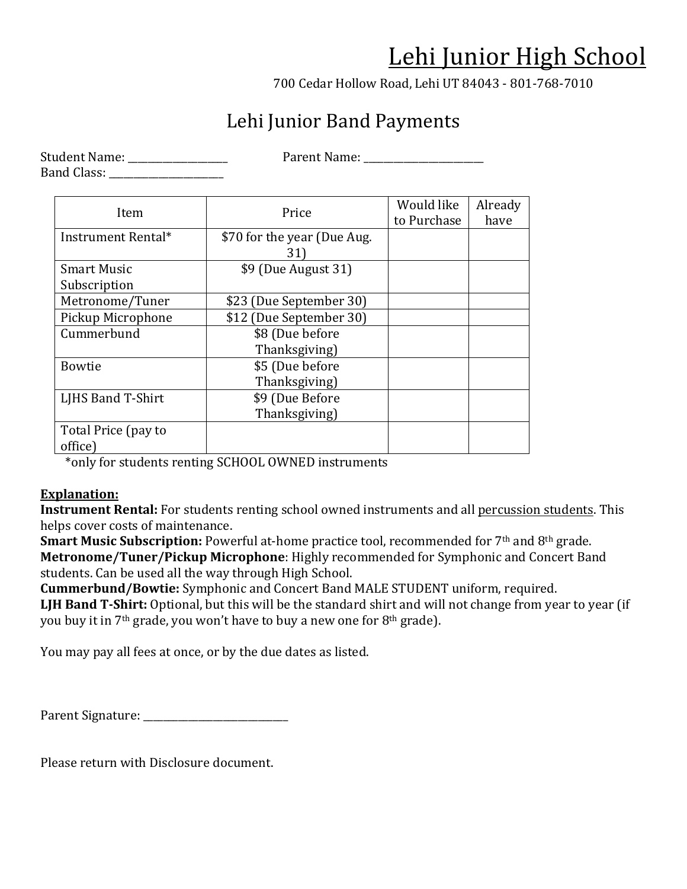# Lehi Junior High School

700 Cedar Hollow Road, Lehi UT 84043 - 801-768-7010

## Lehi Junior Band Payments

Student Name: ___________________ Parent Name: _______________________
Band Class: ______________________

| Item | Price | Would like to Purchase | Already have |
|---|---|---|---|
| Instrument Rental* | $70 for the year (Due Aug. 31) | | |
| Smart Music Subscription | $9 (Due August 31) | | |
| Metronome/Tuner | $23 (Due September 30) | | |
| Pickup Microphone | $12 (Due September 30) | | |
| Cummerbund | $8 (Due before Thanksgiving) | | |
| Bowtie | $5 (Due before Thanksgiving) | | |
| LJHS Band T-Shirt | $9 (Due Before Thanksgiving) | | |
| Total Price (pay to office) | | | |

*only for students renting SCHOOL OWNED instruments

**Explanation:**

**Instrument Rental:** For students renting school owned instruments and all percussion students. This helps cover costs of maintenance.
**Smart Music Subscription:** Powerful at-home practice tool, recommended for 7th and 8th grade.
**Metronome/Tuner/Pickup Microphone**: Highly recommended for Symphonic and Concert Band students. Can be used all the way through High School.
**Cummerbund/Bowtie:** Symphonic and Concert Band MALE STUDENT uniform, required.
**LJH Band T-Shirt:** Optional, but this will be the standard shirt and will not change from year to year (if you buy it in 7th grade, you won't have to buy a new one for 8th grade).

You may pay all fees at once, or by the due dates as listed.

Parent Signature: ____________________________

Please return with Disclosure document.